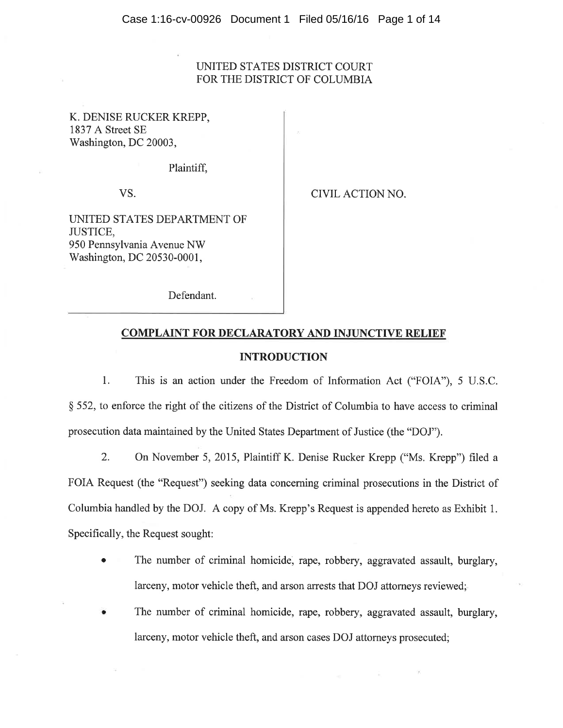UNITED STATES DISTRICT COURT
FOR THE DISTRICT OF COLUMBIA

K. DENISE RUCKER KREPP,
1837 A Street SE
Washington, DC 20003,

Plaintiff,

VS.

CIVIL ACTION NO.

UNITED STATES DEPARTMENT OF JUSTICE,
950 Pennsylvania Avenue NW
Washington, DC 20530-0001,

Defendant.

## COMPLAINT FOR DECLARATORY AND INJUNCTIVE RELIEF

### INTRODUCTION

1. This is an action under the Freedom of Information Act ("FOIA"), 5 U.S.C. § 552, to enforce the right of the citizens of the District of Columbia to have access to criminal prosecution data maintained by the United States Department of Justice (the "DOJ").

2. On November 5, 2015, Plaintiff K. Denise Rucker Krepp ("Ms. Krepp") filed a FOIA Request (the "Request") seeking data concerning criminal prosecutions in the District of Columbia handled by the DOJ. A copy of Ms. Krepp's Request is appended hereto as Exhibit 1. Specifically, the Request sought:

- The number of criminal homicide, rape, robbery, aggravated assault, burglary, larceny, motor vehicle theft, and arson arrests that DOJ attorneys reviewed;
- The number of criminal homicide, rape, robbery, aggravated assault, burglary, larceny, motor vehicle theft, and arson cases DOJ attorneys prosecuted;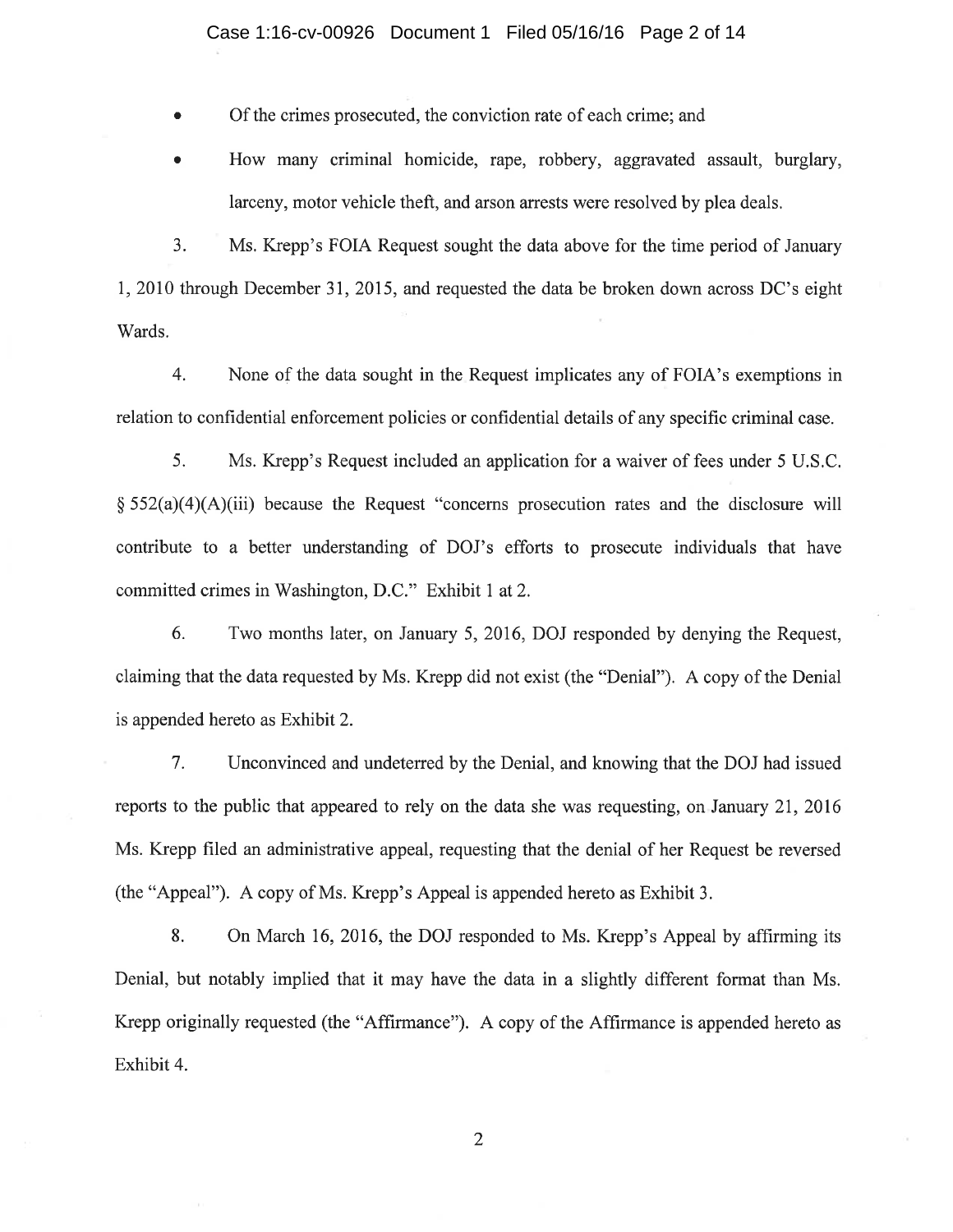- Of the crimes prosecuted, the conviction rate of each crime; and
- How many criminal homicide, rape, robbery, aggravated assault, burglary, larceny, motor vehicle theft, and arson arrests were resolved by plea deals.

3. Ms. Krepp's FOIA Request sought the data above for the time period of January 1, 2010 through December 31, 2015, and requested the data be broken down across DC's eight Wards.

4. None of the data sought in the Request implicates any of FOIA's exemptions in relation to confidential enforcement policies or confidential details of any specific criminal case.

5. Ms. Krepp's Request included an application for a waiver of fees under 5 U.S.C. § 552(a)(4)(A)(iii) because the Request "concerns prosecution rates and the disclosure will contribute to a better understanding of DOJ's efforts to prosecute individuals that have committed crimes in Washington, D.C." Exhibit 1 at 2.

6. Two months later, on January 5, 2016, DOJ responded by denying the Request, claiming that the data requested by Ms. Krepp did not exist (the "Denial"). A copy of the Denial is appended hereto as Exhibit 2.

7. Unconvinced and undeterred by the Denial, and knowing that the DOJ had issued reports to the public that appeared to rely on the data she was requesting, on January 21, 2016 Ms. Krepp filed an administrative appeal, requesting that the denial of her Request be reversed (the "Appeal"). A copy of Ms. Krepp's Appeal is appended hereto as Exhibit 3.

8. On March 16, 2016, the DOJ responded to Ms. Krepp's Appeal by affirming its Denial, but notably implied that it may have the data in a slightly different format than Ms. Krepp originally requested (the "Affirmance"). A copy of the Affirmance is appended hereto as Exhibit 4.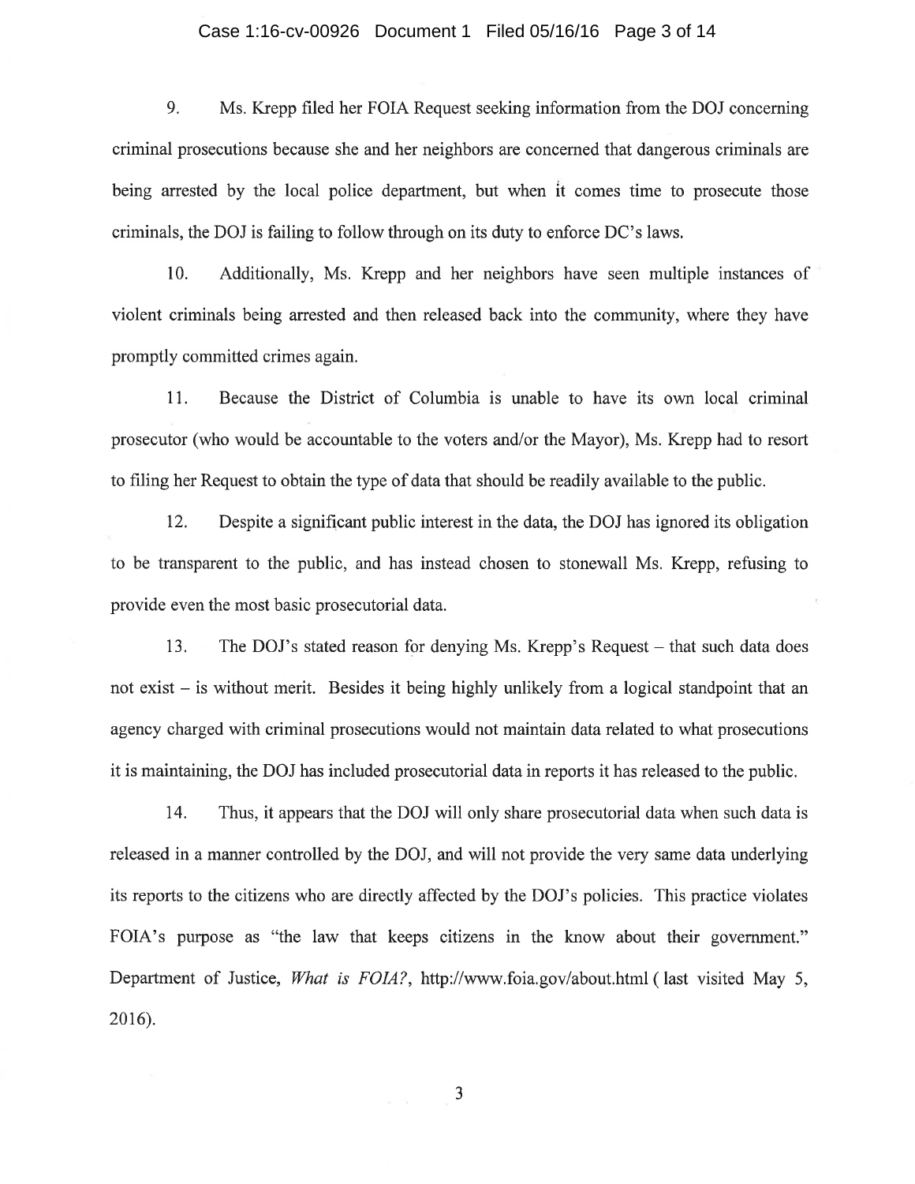9. Ms. Krepp filed her FOIA Request seeking information from the DOJ concerning criminal prosecutions because she and her neighbors are concerned that dangerous criminals are being arrested by the local police department, but when it comes time to prosecute those criminals, the DOJ is failing to follow through on its duty to enforce DC's laws.

10. Additionally, Ms. Krepp and her neighbors have seen multiple instances of violent criminals being arrested and then released back into the community, where they have promptly committed crimes again.

11. Because the District of Columbia is unable to have its own local criminal prosecutor (who would be accountable to the voters and/or the Mayor), Ms. Krepp had to resort to filing her Request to obtain the type of data that should be readily available to the public.

12. Despite a significant public interest in the data, the DOJ has ignored its obligation to be transparent to the public, and has instead chosen to stonewall Ms. Krepp, refusing to provide even the most basic prosecutorial data.

13. The DOJ's stated reason for denying Ms. Krepp's Request – that such data does not exist – is without merit. Besides it being highly unlikely from a logical standpoint that an agency charged with criminal prosecutions would not maintain data related to what prosecutions it is maintaining, the DOJ has included prosecutorial data in reports it has released to the public.

14. Thus, it appears that the DOJ will only share prosecutorial data when such data is released in a manner controlled by the DOJ, and will not provide the very same data underlying its reports to the citizens who are directly affected by the DOJ's policies. This practice violates FOIA's purpose as "the law that keeps citizens in the know about their government." Department of Justice, *What is FOIA?*, http://www.foia.gov/about.html ( last visited May 5, 2016).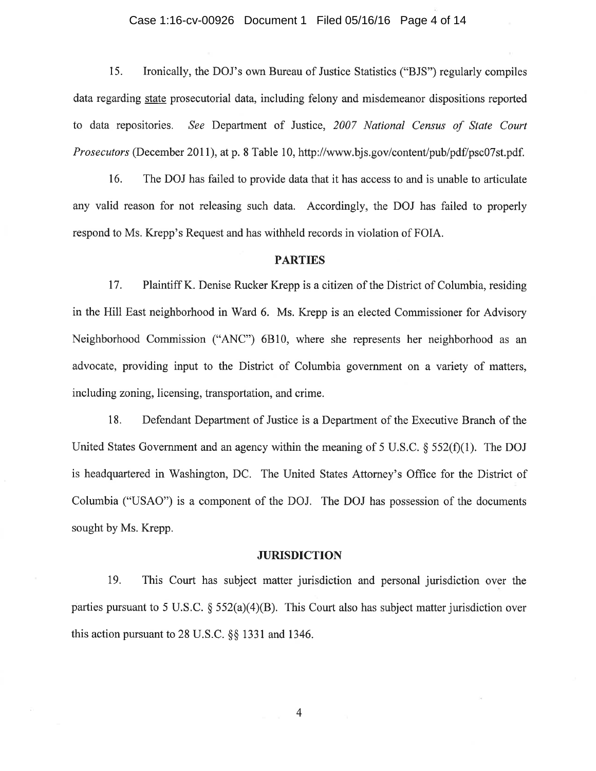15. Ironically, the DOJ's own Bureau of Justice Statistics ("BJS") regularly compiles data regarding state prosecutorial data, including felony and misdemeanor dispositions reported to data repositories. *See* Department of Justice, *2007 National Census of State Court Prosecutors* (December 2011), at p. 8 Table 10, http://www.bjs.gov/content/pub/pdf/psc07st.pdf.

16. The DOJ has failed to provide data that it has access to and is unable to articulate any valid reason for not releasing such data. Accordingly, the DOJ has failed to properly respond to Ms. Krepp's Request and has withheld records in violation of FOIA.

## PARTIES

17. Plaintiff K. Denise Rucker Krepp is a citizen of the District of Columbia, residing in the Hill East neighborhood in Ward 6. Ms. Krepp is an elected Commissioner for Advisory Neighborhood Commission ("ANC") 6B10, where she represents her neighborhood as an advocate, providing input to the District of Columbia government on a variety of matters, including zoning, licensing, transportation, and crime.

18. Defendant Department of Justice is a Department of the Executive Branch of the United States Government and an agency within the meaning of 5 U.S.C. § 552(f)(1). The DOJ is headquartered in Washington, DC. The United States Attorney's Office for the District of Columbia ("USAO") is a component of the DOJ. The DOJ has possession of the documents sought by Ms. Krepp.

## JURISDICTION

19. This Court has subject matter jurisdiction and personal jurisdiction over the parties pursuant to 5 U.S.C. § 552(a)(4)(B). This Court also has subject matter jurisdiction over this action pursuant to 28 U.S.C. §§ 1331 and 1346.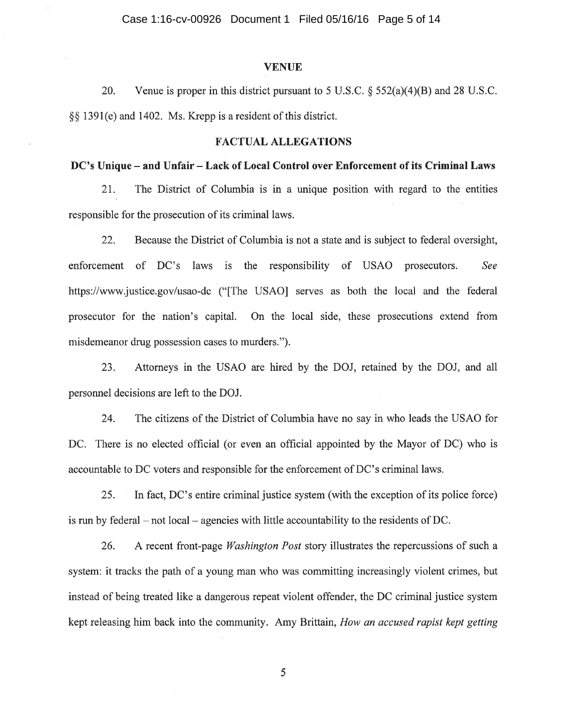## VENUE

20. Venue is proper in this district pursuant to 5 U.S.C. § 552(a)(4)(B) and 28 U.S.C. §§ 1391(e) and 1402. Ms. Krepp is a resident of this district.

## FACTUAL ALLEGATIONS

### DC's Unique – and Unfair – Lack of Local Control over Enforcement of its Criminal Laws

21. The District of Columbia is in a unique position with regard to the entities responsible for the prosecution of its criminal laws.

22. Because the District of Columbia is not a state and is subject to federal oversight, enforcement of DC's laws is the responsibility of USAO prosecutors. *See* https://www.justice.gov/usao-dc ("[The USAO] serves as both the local and the federal prosecutor for the nation's capital. On the local side, these prosecutions extend from misdemeanor drug possession cases to murders.").

23. Attorneys in the USAO are hired by the DOJ, retained by the DOJ, and all personnel decisions are left to the DOJ.

24. The citizens of the District of Columbia have no say in who leads the USAO for DC. There is no elected official (or even an official appointed by the Mayor of DC) who is accountable to DC voters and responsible for the enforcement of DC's criminal laws.

25. In fact, DC's entire criminal justice system (with the exception of its police force) is run by federal – not local – agencies with little accountability to the residents of DC.

26. A recent front-page *Washington Post* story illustrates the repercussions of such a system: it tracks the path of a young man who was committing increasingly violent crimes, but instead of being treated like a dangerous repeat violent offender, the DC criminal justice system kept releasing him back into the community. Amy Brittain, *How an accused rapist kept getting*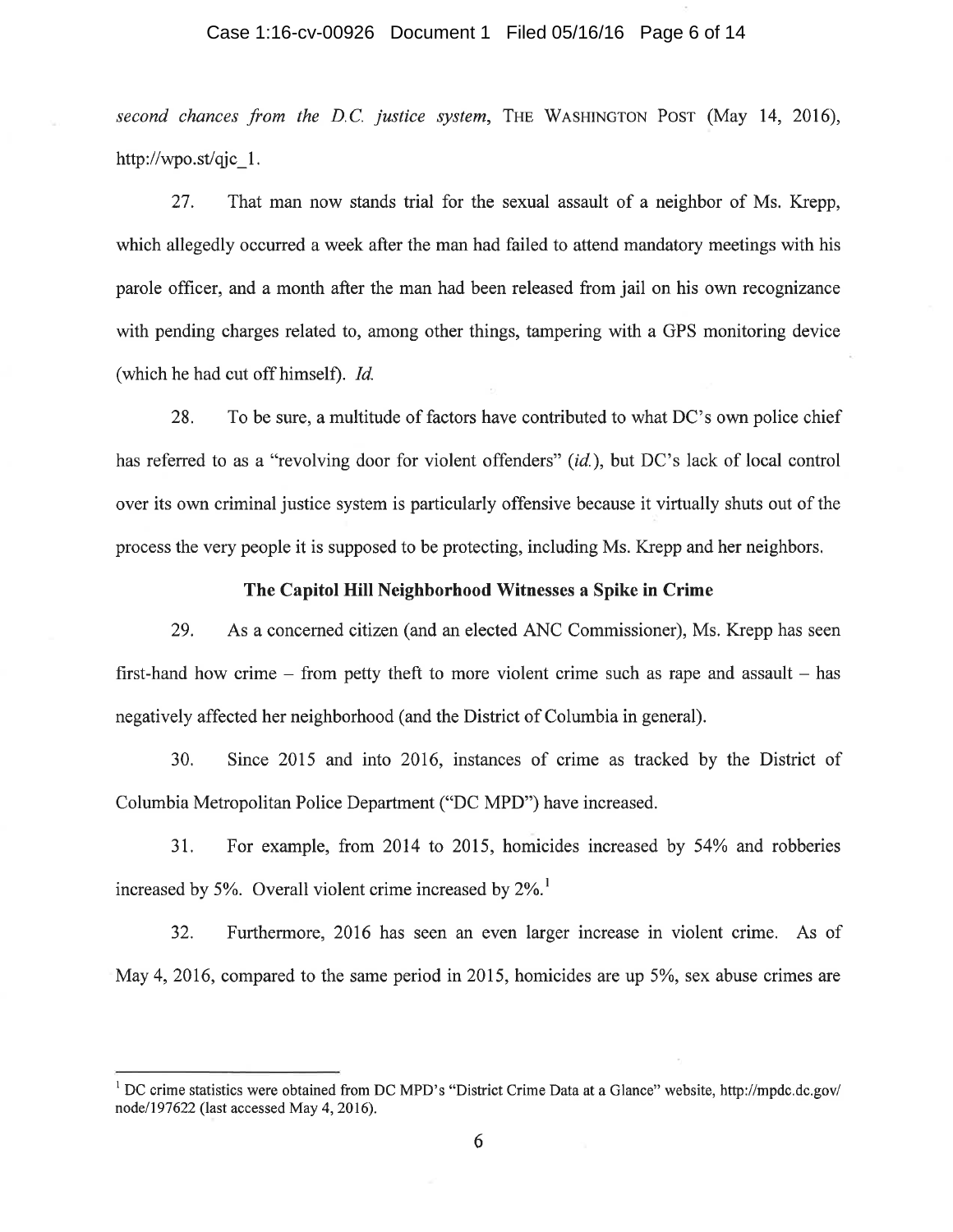*second chances from the D.C. justice system*, THE WASHINGTON POST (May 14, 2016), http://wpo.st/qjc_1.

27. That man now stands trial for the sexual assault of a neighbor of Ms. Krepp, which allegedly occurred a week after the man had failed to attend mandatory meetings with his parole officer, and a month after the man had been released from jail on his own recognizance with pending charges related to, among other things, tampering with a GPS monitoring device (which he had cut off himself). *Id.*

28. To be sure, a multitude of factors have contributed to what DC's own police chief has referred to as a "revolving door for violent offenders" (*id.*), but DC's lack of local control over its own criminal justice system is particularly offensive because it virtually shuts out of the process the very people it is supposed to be protecting, including Ms. Krepp and her neighbors.

**The Capitol Hill Neighborhood Witnesses a Spike in Crime**

29. As a concerned citizen (and an elected ANC Commissioner), Ms. Krepp has seen first-hand how crime – from petty theft to more violent crime such as rape and assault – has negatively affected her neighborhood (and the District of Columbia in general).

30. Since 2015 and into 2016, instances of crime as tracked by the District of Columbia Metropolitan Police Department ("DC MPD") have increased.

31. For example, from 2014 to 2015, homicides increased by 54% and robberies increased by 5%. Overall violent crime increased by 2%.[1]

32. Furthermore, 2016 has seen an even larger increase in violent crime. As of May 4, 2016, compared to the same period in 2015, homicides are up 5%, sex abuse crimes are

---

[1] DC crime statistics were obtained from DC MPD's "District Crime Data at a Glance" website, http://mpdc.dc.gov/node/197622 (last accessed May 4, 2016).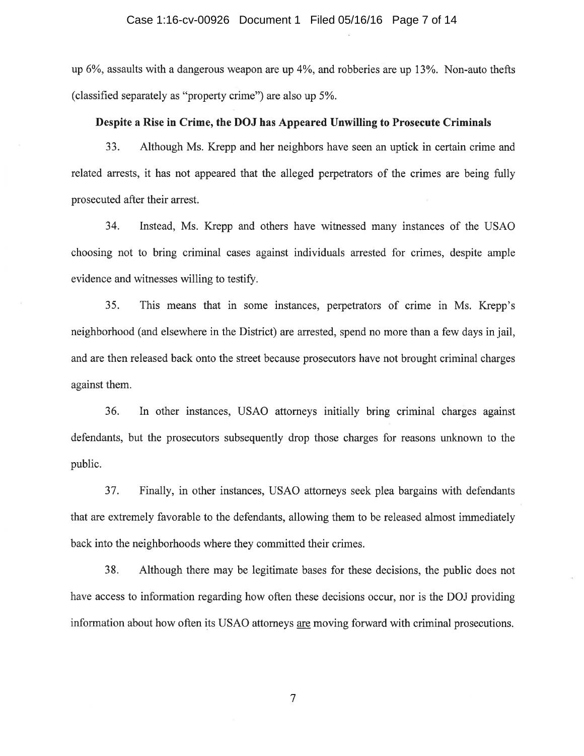up 6%, assaults with a dangerous weapon are up 4%, and robberies are up 13%. Non-auto thefts (classified separately as "property crime") are also up 5%.

**Despite a Rise in Crime, the DOJ has Appeared Unwilling to Prosecute Criminals**

33. Although Ms. Krepp and her neighbors have seen an uptick in certain crime and related arrests, it has not appeared that the alleged perpetrators of the crimes are being fully prosecuted after their arrest.

34. Instead, Ms. Krepp and others have witnessed many instances of the USAO choosing not to bring criminal cases against individuals arrested for crimes, despite ample evidence and witnesses willing to testify.

35. This means that in some instances, perpetrators of crime in Ms. Krepp's neighborhood (and elsewhere in the District) are arrested, spend no more than a few days in jail, and are then released back onto the street because prosecutors have not brought criminal charges against them.

36. In other instances, USAO attorneys initially bring criminal charges against defendants, but the prosecutors subsequently drop those charges for reasons unknown to the public.

37. Finally, in other instances, USAO attorneys seek plea bargains with defendants that are extremely favorable to the defendants, allowing them to be released almost immediately back into the neighborhoods where they committed their crimes.

38. Although there may be legitimate bases for these decisions, the public does not have access to information regarding how often these decisions occur, nor is the DOJ providing information about how often its USAO attorneys <u>are</u> moving forward with criminal prosecutions.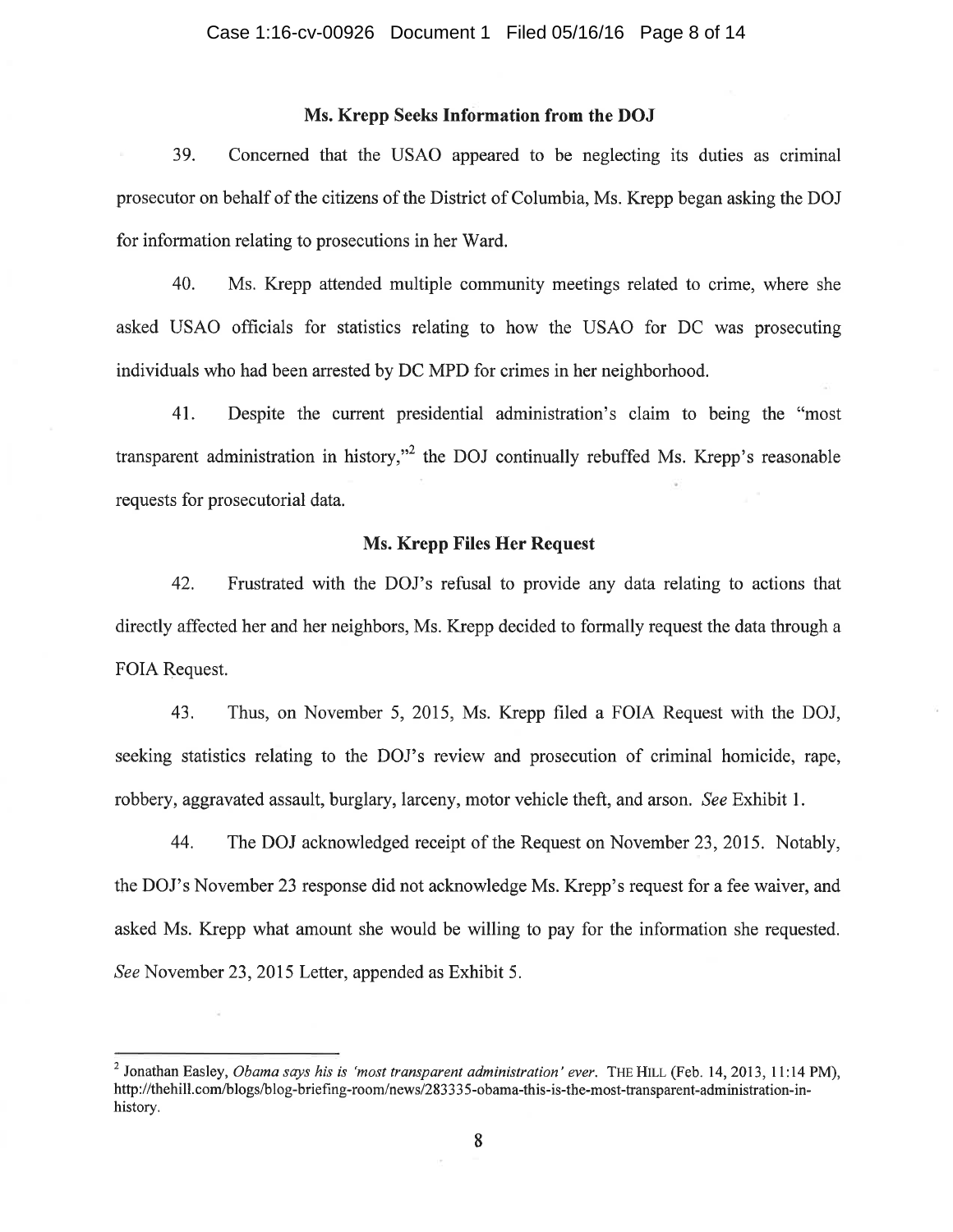### Ms. Krepp Seeks Information from the DOJ

39. Concerned that the USAO appeared to be neglecting its duties as criminal prosecutor on behalf of the citizens of the District of Columbia, Ms. Krepp began asking the DOJ for information relating to prosecutions in her Ward.

40. Ms. Krepp attended multiple community meetings related to crime, where she asked USAO officials for statistics relating to how the USAO for DC was prosecuting individuals who had been arrested by DC MPD for crimes in her neighborhood.

41. Despite the current presidential administration's claim to being the "most transparent administration in history,"[2] the DOJ continually rebuffed Ms. Krepp's reasonable requests for prosecutorial data.

### Ms. Krepp Files Her Request

42. Frustrated with the DOJ's refusal to provide any data relating to actions that directly affected her and her neighbors, Ms. Krepp decided to formally request the data through a FOIA Request.

43. Thus, on November 5, 2015, Ms. Krepp filed a FOIA Request with the DOJ, seeking statistics relating to the DOJ's review and prosecution of criminal homicide, rape, robbery, aggravated assault, burglary, larceny, motor vehicle theft, and arson. *See* Exhibit 1.

44. The DOJ acknowledged receipt of the Request on November 23, 2015. Notably, the DOJ's November 23 response did not acknowledge Ms. Krepp's request for a fee waiver, and asked Ms. Krepp what amount she would be willing to pay for the information she requested. *See* November 23, 2015 Letter, appended as Exhibit 5.

---

[2] Jonathan Easley, *Obama says his is 'most transparent administration' ever*. THE HILL (Feb. 14, 2013, 11:14 PM), http://thehill.com/blogs/blog-briefing-room/news/283335-obama-this-is-the-most-transparent-administration-in-history.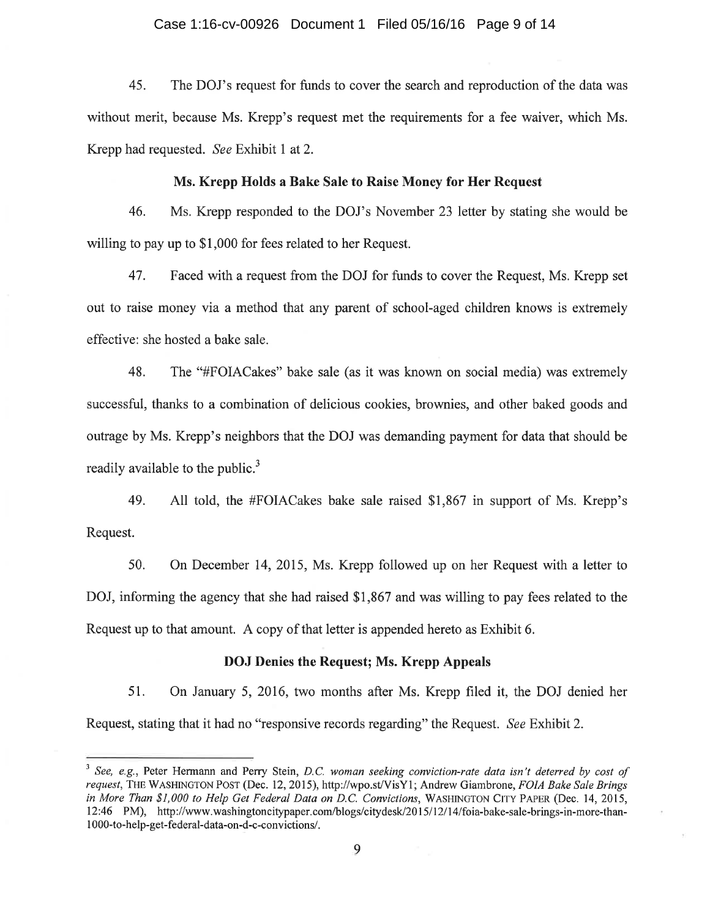45. The DOJ's request for funds to cover the search and reproduction of the data was without merit, because Ms. Krepp's request met the requirements for a fee waiver, which Ms. Krepp had requested. *See* Exhibit 1 at 2.

### Ms. Krepp Holds a Bake Sale to Raise Money for Her Request

46. Ms. Krepp responded to the DOJ's November 23 letter by stating she would be willing to pay up to $1,000 for fees related to her Request.

47. Faced with a request from the DOJ for funds to cover the Request, Ms. Krepp set out to raise money via a method that any parent of school-aged children knows is extremely effective: she hosted a bake sale.

48. The "#FOIACakes" bake sale (as it was known on social media) was extremely successful, thanks to a combination of delicious cookies, brownies, and other baked goods and outrage by Ms. Krepp's neighbors that the DOJ was demanding payment for data that should be readily available to the public.[3]

49. All told, the #FOIACakes bake sale raised $1,867 in support of Ms. Krepp's Request.

50. On December 14, 2015, Ms. Krepp followed up on her Request with a letter to DOJ, informing the agency that she had raised $1,867 and was willing to pay fees related to the Request up to that amount. A copy of that letter is appended hereto as Exhibit 6.

### DOJ Denies the Request; Ms. Krepp Appeals

51. On January 5, 2016, two months after Ms. Krepp filed it, the DOJ denied her Request, stating that it had no "responsive records regarding" the Request. *See* Exhibit 2.

---

[3] *See, e.g.*, Peter Hermann and Perry Stein, *D.C. woman seeking conviction-rate data isn't deterred by cost of request*, THE WASHINGTON POST (Dec. 12, 2015), http://wpo.st/VisY1; Andrew Giambrone, *FOIA Bake Sale Brings in More Than $1,000 to Help Get Federal Data on D.C. Convictions*, WASHINGTON CITY PAPER (Dec. 14, 2015, 12:46 PM), http://www.washingtoncitypaper.com/blogs/citydesk/2015/12/14/foia-bake-sale-brings-in-more-than-1000-to-help-get-federal-data-on-d-c-convictions/.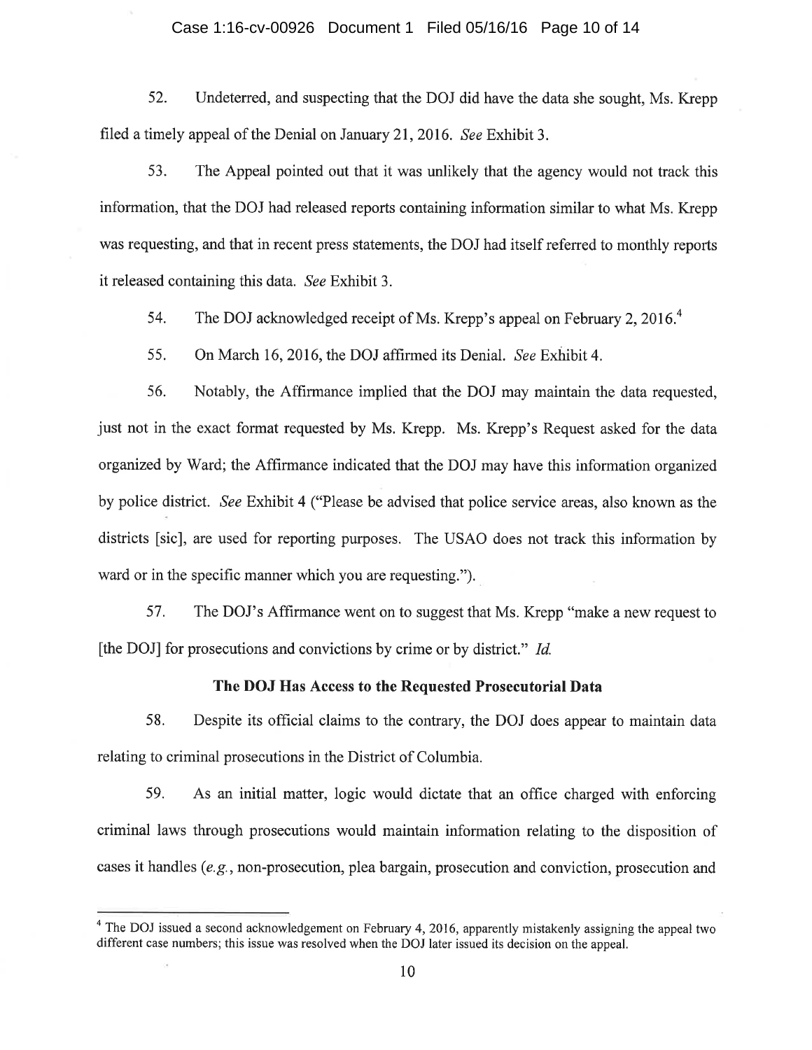52. Undeterred, and suspecting that the DOJ did have the data she sought, Ms. Krepp filed a timely appeal of the Denial on January 21, 2016. *See* Exhibit 3.

53. The Appeal pointed out that it was unlikely that the agency would not track this information, that the DOJ had released reports containing information similar to what Ms. Krepp was requesting, and that in recent press statements, the DOJ had itself referred to monthly reports it released containing this data. *See* Exhibit 3.

54. The DOJ acknowledged receipt of Ms. Krepp's appeal on February 2, 2016.[4]

55. On March 16, 2016, the DOJ affirmed its Denial. *See* Exhibit 4.

56. Notably, the Affirmance implied that the DOJ may maintain the data requested, just not in the exact format requested by Ms. Krepp. Ms. Krepp's Request asked for the data organized by Ward; the Affirmance indicated that the DOJ may have this information organized by police district. *See* Exhibit 4 ("Please be advised that police service areas, also known as the districts [sic], are used for reporting purposes. The USAO does not track this information by ward or in the specific manner which you are requesting.").

57. The DOJ's Affirmance went on to suggest that Ms. Krepp "make a new request to [the DOJ] for prosecutions and convictions by crime or by district." *Id.*

**The DOJ Has Access to the Requested Prosecutorial Data**

58. Despite its official claims to the contrary, the DOJ does appear to maintain data relating to criminal prosecutions in the District of Columbia.

59. As an initial matter, logic would dictate that an office charged with enforcing criminal laws through prosecutions would maintain information relating to the disposition of cases it handles (*e.g.*, non-prosecution, plea bargain, prosecution and conviction, prosecution and

---

[4] The DOJ issued a second acknowledgement on February 4, 2016, apparently mistakenly assigning the appeal two different case numbers; this issue was resolved when the DOJ later issued its decision on the appeal.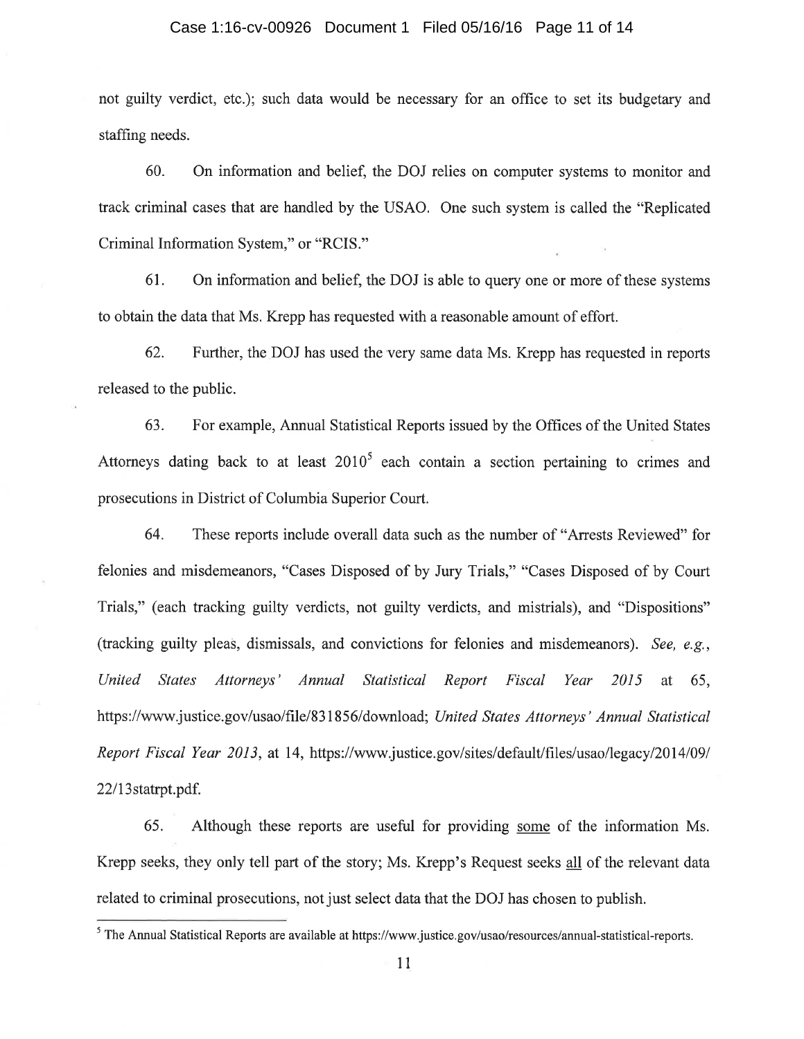not guilty verdict, etc.); such data would be necessary for an office to set its budgetary and staffing needs.

60. On information and belief, the DOJ relies on computer systems to monitor and track criminal cases that are handled by the USAO. One such system is called the "Replicated Criminal Information System," or "RCIS."

61. On information and belief, the DOJ is able to query one or more of these systems to obtain the data that Ms. Krepp has requested with a reasonable amount of effort.

62. Further, the DOJ has used the very same data Ms. Krepp has requested in reports released to the public.

63. For example, Annual Statistical Reports issued by the Offices of the United States Attorneys dating back to at least 2010[5] each contain a section pertaining to crimes and prosecutions in District of Columbia Superior Court.

64. These reports include overall data such as the number of "Arrests Reviewed" for felonies and misdemeanors, "Cases Disposed of by Jury Trials," "Cases Disposed of by Court Trials," (each tracking guilty verdicts, not guilty verdicts, and mistrials), and "Dispositions" (tracking guilty pleas, dismissals, and convictions for felonies and misdemeanors). *See, e.g.*, *United States Attorneys' Annual Statistical Report Fiscal Year 2015* at 65, https://www.justice.gov/usao/file/831856/download; *United States Attorneys' Annual Statistical Report Fiscal Year 2013*, at 14, https://www.justice.gov/sites/default/files/usao/legacy/2014/09/22/13statrpt.pdf.

65. Although these reports are useful for providing <u>some</u> of the information Ms. Krepp seeks, they only tell part of the story; Ms. Krepp's Request seeks <u>all</u> of the relevant data related to criminal prosecutions, not just select data that the DOJ has chosen to publish.

---

[5] The Annual Statistical Reports are available at https://www.justice.gov/usao/resources/annual-statistical-reports.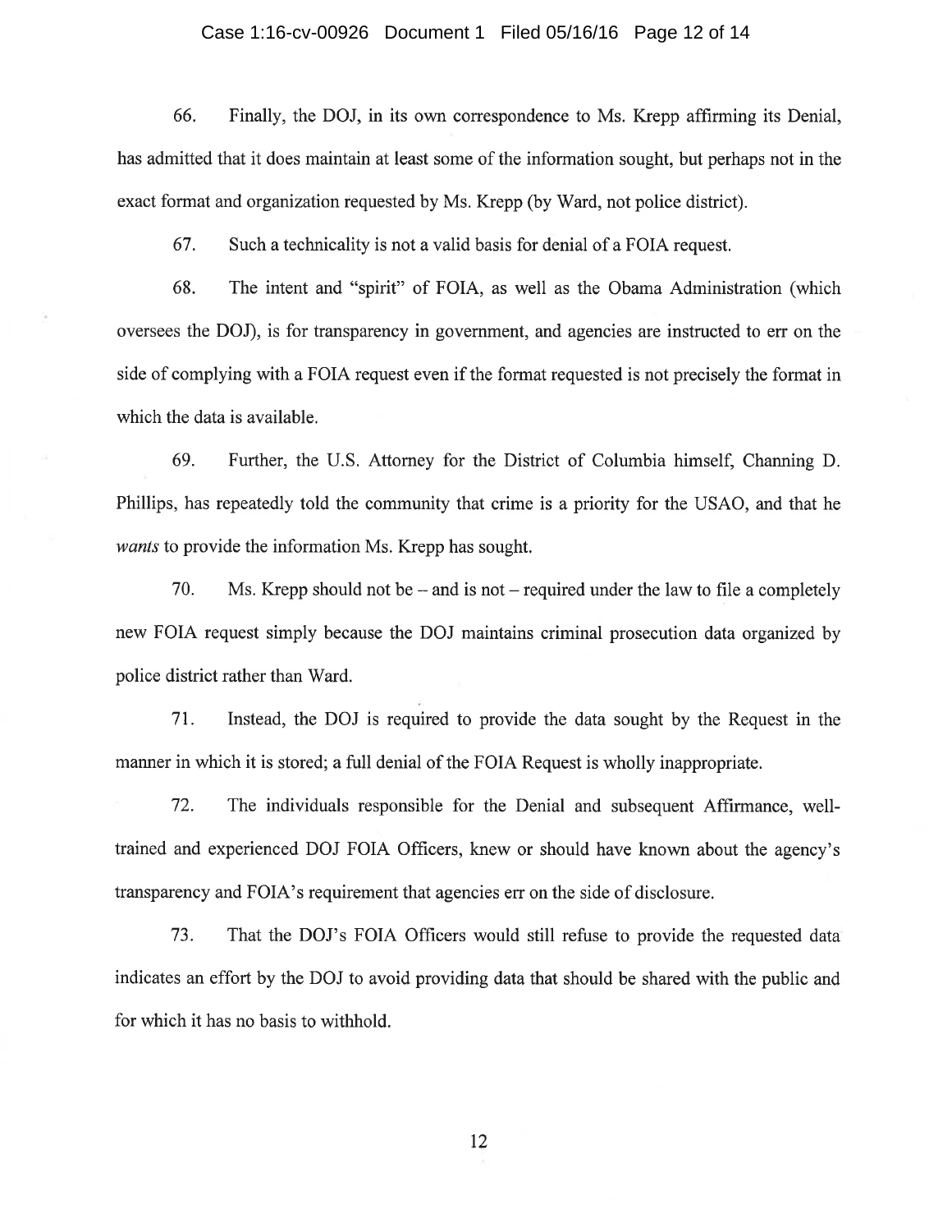66. Finally, the DOJ, in its own correspondence to Ms. Krepp affirming its Denial, has admitted that it does maintain at least some of the information sought, but perhaps not in the exact format and organization requested by Ms. Krepp (by Ward, not police district).

67. Such a technicality is not a valid basis for denial of a FOIA request.

68. The intent and "spirit" of FOIA, as well as the Obama Administration (which oversees the DOJ), is for transparency in government, and agencies are instructed to err on the side of complying with a FOIA request even if the format requested is not precisely the format in which the data is available.

69. Further, the U.S. Attorney for the District of Columbia himself, Channing D. Phillips, has repeatedly told the community that crime is a priority for the USAO, and that he *wants* to provide the information Ms. Krepp has sought.

70. Ms. Krepp should not be – and is not – required under the law to file a completely new FOIA request simply because the DOJ maintains criminal prosecution data organized by police district rather than Ward.

71. Instead, the DOJ is required to provide the data sought by the Request in the manner in which it is stored; a full denial of the FOIA Request is wholly inappropriate.

72. The individuals responsible for the Denial and subsequent Affirmance, well-trained and experienced DOJ FOIA Officers, knew or should have known about the agency's transparency and FOIA's requirement that agencies err on the side of disclosure.

73. That the DOJ's FOIA Officers would still refuse to provide the requested data indicates an effort by the DOJ to avoid providing data that should be shared with the public and for which it has no basis to withhold.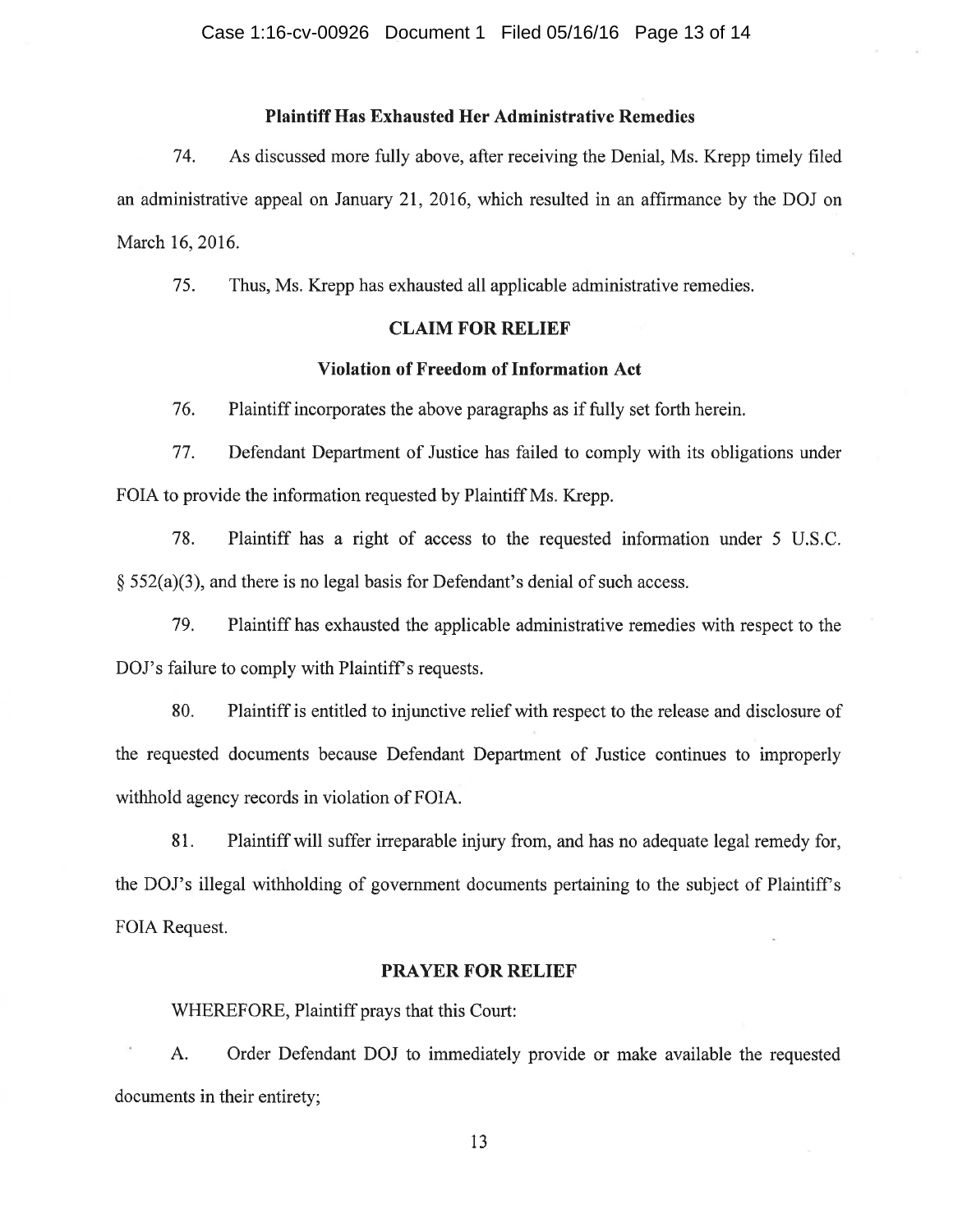**Plaintiff Has Exhausted Her Administrative Remedies**

74. As discussed more fully above, after receiving the Denial, Ms. Krepp timely filed an administrative appeal on January 21, 2016, which resulted in an affirmance by the DOJ on March 16, 2016.

75. Thus, Ms. Krepp has exhausted all applicable administrative remedies.

**CLAIM FOR RELIEF**

**Violation of Freedom of Information Act**

76. Plaintiff incorporates the above paragraphs as if fully set forth herein.

77. Defendant Department of Justice has failed to comply with its obligations under FOIA to provide the information requested by Plaintiff Ms. Krepp.

78. Plaintiff has a right of access to the requested information under 5 U.S.C. § 552(a)(3), and there is no legal basis for Defendant's denial of such access.

79. Plaintiff has exhausted the applicable administrative remedies with respect to the DOJ's failure to comply with Plaintiff's requests.

80. Plaintiff is entitled to injunctive relief with respect to the release and disclosure of the requested documents because Defendant Department of Justice continues to improperly withhold agency records in violation of FOIA.

81. Plaintiff will suffer irreparable injury from, and has no adequate legal remedy for, the DOJ's illegal withholding of government documents pertaining to the subject of Plaintiff's FOIA Request.

**PRAYER FOR RELIEF**

WHEREFORE, Plaintiff prays that this Court:

A. Order Defendant DOJ to immediately provide or make available the requested documents in their entirety;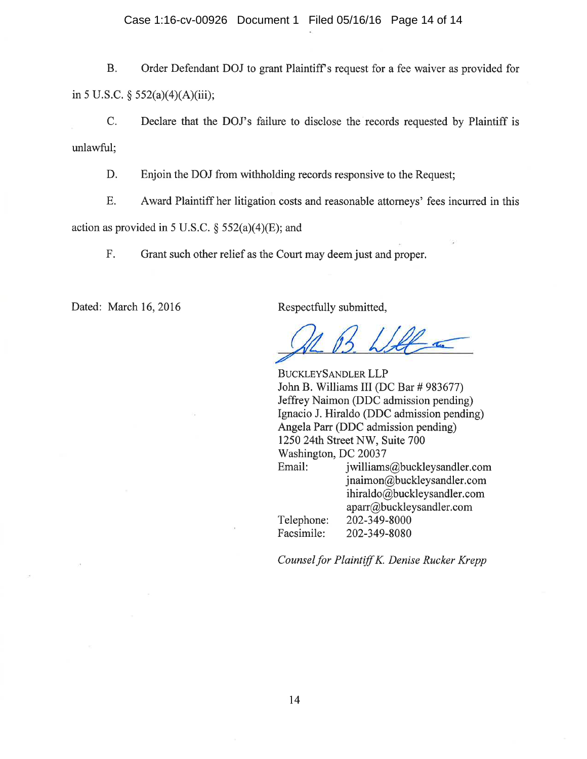B. Order Defendant DOJ to grant Plaintiff's request for a fee waiver as provided for in 5 U.S.C. § 552(a)(4)(A)(iii);

C. Declare that the DOJ's failure to disclose the records requested by Plaintiff is unlawful;

D. Enjoin the DOJ from withholding records responsive to the Request;

E. Award Plaintiff her litigation costs and reasonable attorneys' fees incurred in this action as provided in 5 U.S.C. § 552(a)(4)(E); and

F. Grant such other relief as the Court may deem just and proper.

Dated: March 16, 2016

Respectfully submitted,

BUCKLEYSANDLER LLP
John B. Williams III (DC Bar # 983677)
Jeffrey Naimon (DDC admission pending)
Ignacio J. Hiraldo (DDC admission pending)
Angela Parr (DDC admission pending)
1250 24th Street NW, Suite 700
Washington, DC 20037
Email: jwilliams@buckleysandler.com
jnaimon@buckleysandler.com
ihiraldo@buckleysandler.com
aparr@buckleysandler.com
Telephone: 202-349-8000
Facsimile: 202-349-8080

*Counsel for Plaintiff K. Denise Rucker Krepp*